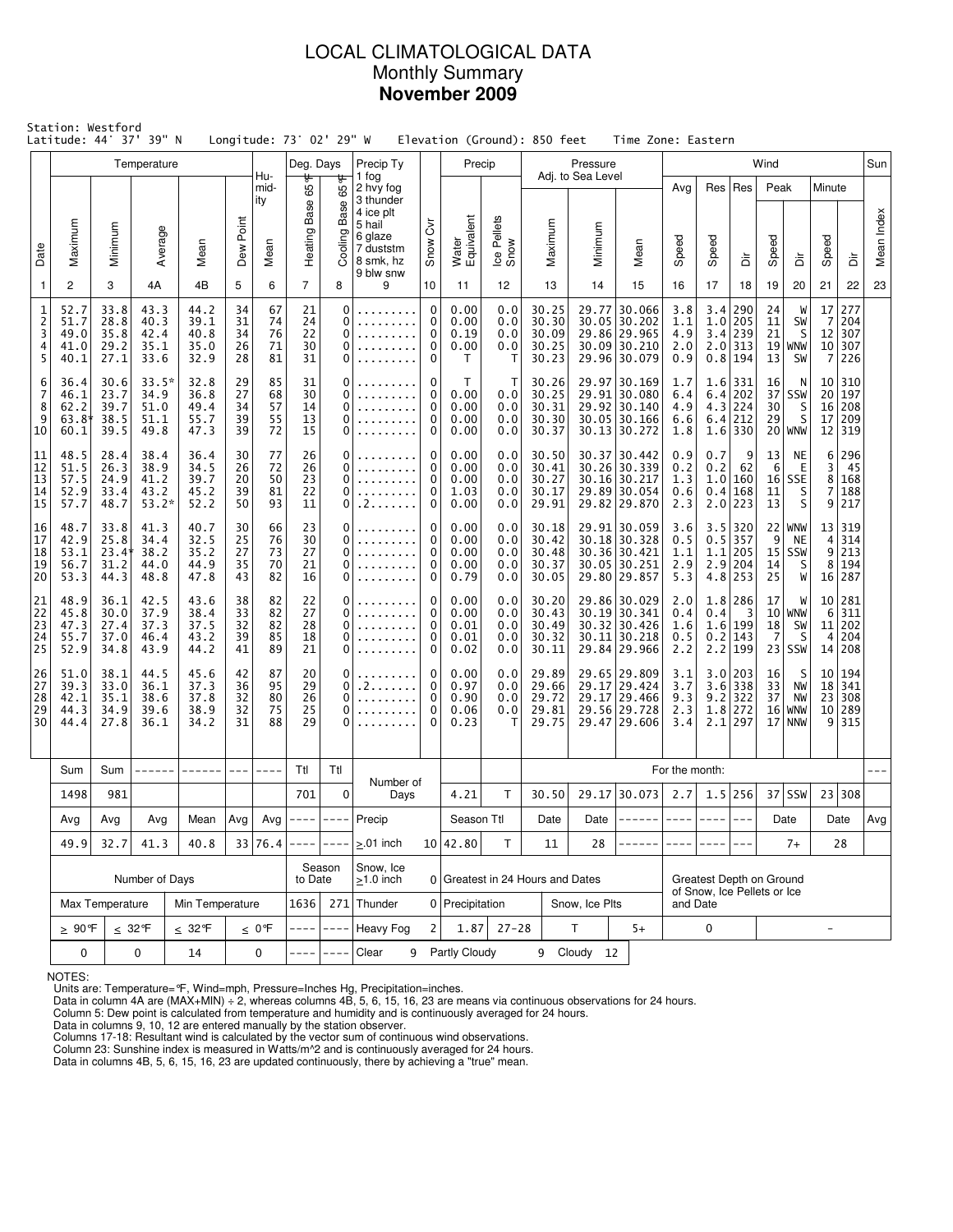# LOCAL CLIMATOLOGICAL DATA
## Monthly Summary
## **November 2009**

Station: Westford
Latitude: 44° 37' 39" N  Longitude: 73° 02' 29" W  Elevation (Ground): 850 feet  Time Zone: Eastern

| Date | Temperature Maximum | Temperature Minimum | Temperature Average | Temperature Mean | Dew Point | Humidity Mean | Deg. Days Heating Base 65°F | Deg. Days Cooling Base 65°F | Precip Ty | Snow Cvr | Water Equivalent | Ice Pellets Snow | Pressure Maximum | Pressure Minimum | Pressure Mean | Wind Avg Speed | Res Speed | Res Dir | Peak Speed | Peak Dir | Minute Speed | Minute Dir | Sun Mean Index |
|---|---|---|---|---|---|---|---|---|---|---|---|---|---|---|---|---|---|---|---|---|---|---|---|
| 1 | 2 | 3 | 4A | 4B | 5 | 6 | 7 | 8 | 9 | 10 | 11 | 12 | 13 | 14 | 15 | 16 | 17 | 18 | 19 | 20 | 21 | 22 | 23 |
| 1 | 52.7 | 33.8 | 43.3 | 44.2 | 34 | 67 | 21 | 0 | ......... | 0 | 0.00 | 0.0 | 30.25 | 29.77 | 30.066 | 3.8 | 3.4 | 290 | 24 | W | 17 | 277 | |
| 2 | 51.7 | 28.8 | 40.3 | 39.1 | 31 | 74 | 24 | 0 | ......... | 0 | 0.00 | 0.0 | 30.30 | 30.05 | 30.202 | 1.1 | 1.0 | 205 | 11 | SW | 7 | 204 | |
| 3 | 49.0 | 35.8 | 42.4 | 40.8 | 34 | 76 | 22 | 0 | ......... | 0 | 0.19 | 0.0 | 30.09 | 29.86 | 29.965 | 4.9 | 3.4 | 239 | 21 | S | 12 | 307 | |
| 4 | 41.0 | 29.2 | 35.1 | 35.0 | 26 | 71 | 30 | 0 | ......... | 0 | 0.00 | 0.0 | 30.25 | 30.09 | 30.210 | 2.0 | 2.0 | 313 | 19 | WNW | 10 | 307 | |
| 5 | 40.1 | 27.1 | 33.6 | 32.9 | 28 | 81 | 31 | 0 | ......... | 0 | T | T | 30.23 | 29.96 | 30.079 | 0.9 | 0.8 | 194 | 13 | SW | 7 | 226 | |
| 6 | 36.4 | 30.6 | 33.5* | 32.8 | 29 | 85 | 31 | 0 | ......... | 0 | T | T | 30.26 | 29.97 | 30.169 | 1.7 | 1.6 | 331 | 16 | N | 10 | 310 | |
| 7 | 46.1 | 23.7 | 34.9 | 36.8 | 27 | 68 | 30 | 0 | ......... | 0 | 0.00 | 0.0 | 30.25 | 29.91 | 30.080 | 6.4 | 6.4 | 202 | 37 | SSW | 20 | 197 | |
| 8 | 62.2 | 39.7 | 51.0 | 49.4 | 34 | 57 | 14 | 0 | ......... | 0 | 0.00 | 0.0 | 30.31 | 29.92 | 30.140 | 4.9 | 4.3 | 224 | 30 | S | 16 | 208 | |
| 9 | 63.8† | 38.5 | 51.1 | 55.7 | 39 | 55 | 13 | 0 | ......... | 0 | 0.00 | 0.0 | 30.30 | 30.05 | 30.166 | 6.6 | 6.4 | 212 | 29 | S | 17 | 209 | |
| 10 | 60.1 | 39.5 | 49.8 | 47.3 | 39 | 72 | 15 | 0 | ......... | 0 | 0.00 | 0.0 | 30.37 | 30.13 | 30.272 | 1.8 | 1.6 | 330 | 20 | WNW | 12 | 319 | |
| 11 | 48.5 | 28.4 | 38.4 | 36.4 | 30 | 77 | 26 | 0 | ......... | 0 | 0.00 | 0.0 | 30.50 | 30.37 | 30.442 | 0.9 | 0.7 | 9 | 13 | NE | 6 | 296 | |
| 12 | 51.5 | 26.3 | 38.9 | 34.5 | 26 | 72 | 26 | 0 | ......... | 0 | 0.00 | 0.0 | 30.41 | 30.26 | 30.339 | 0.2 | 0.2 | 62 | 6 | E | 3 | 45 | |
| 13 | 57.5 | 24.9 | 41.2 | 39.7 | 20 | 50 | 23 | 0 | ......... | 0 | 0.00 | 0.0 | 30.27 | 30.16 | 30.217 | 1.3 | 1.0 | 160 | 16 | SSE | 8 | 168 | |
| 14 | 52.9 | 33.4 | 43.2 | 45.2 | 39 | 81 | 22 | 0 | ......... | 0 | 1.03 | 0.0 | 30.17 | 29.89 | 30.054 | 0.6 | 0.4 | 168 | 11 | S | 7 | 188 | |
| 15 | 57.7 | 48.7 | 53.2* | 52.2 | 50 | 93 | 11 | 0 | .2....... | 0 | 0.00 | 0.0 | 29.91 | 29.82 | 29.870 | 2.3 | 2.0 | 223 | 13 | S | 9 | 217 | |
| 16 | 48.7 | 33.8 | 41.3 | 40.7 | 30 | 66 | 23 | 0 | ......... | 0 | 0.00 | 0.0 | 30.18 | 29.91 | 30.059 | 3.6 | 3.5 | 320 | 22 | WNW | 13 | 319 | |
| 17 | 42.9 | 25.8 | 34.4 | 32.5 | 25 | 76 | 30 | 0 | ......... | 0 | 0.00 | 0.0 | 30.42 | 30.18 | 30.328 | 0.5 | 0.5 | 357 | 9 | NE | 4 | 314 | |
| 18 | 53.1 | 23.4† | 38.2 | 35.2 | 27 | 73 | 27 | 0 | ......... | 0 | 0.00 | 0.0 | 30.48 | 30.36 | 30.421 | 1.1 | 1.1 | 205 | 15 | SSW | 9 | 213 | |
| 19 | 56.7 | 31.2 | 44.0 | 44.9 | 35 | 70 | 21 | 0 | ......... | 0 | 0.00 | 0.0 | 30.37 | 30.05 | 30.251 | 2.9 | 2.9 | 204 | 14 | S | 8 | 194 | |
| 20 | 53.3 | 44.3 | 48.8 | 47.8 | 43 | 82 | 16 | 0 | ......... | 0 | 0.79 | 0.0 | 30.05 | 29.80 | 29.857 | 5.3 | 4.8 | 253 | 25 | W | 16 | 287 | |
| 21 | 48.9 | 36.1 | 42.5 | 43.6 | 38 | 82 | 22 | 0 | ......... | 0 | 0.00 | 0.0 | 30.20 | 29.86 | 30.029 | 2.0 | 1.8 | 286 | 17 | W | 10 | 281 | |
| 22 | 45.8 | 30.0 | 37.9 | 38.4 | 33 | 82 | 27 | 0 | ......... | 0 | 0.00 | 0.0 | 30.43 | 30.19 | 30.341 | 0.4 | 0.4 | 3 | 10 | WNW | 6 | 311 | |
| 23 | 47.3 | 27.4 | 37.3 | 37.5 | 32 | 82 | 28 | 0 | ......... | 0 | 0.01 | 0.0 | 30.49 | 30.32 | 30.426 | 1.6 | 1.6 | 199 | 18 | SW | 11 | 202 | |
| 24 | 55.7 | 37.0 | 46.4 | 43.2 | 39 | 85 | 18 | 0 | ......... | 0 | 0.01 | 0.0 | 30.32 | 30.11 | 30.218 | 0.5 | 0.2 | 143 | 7 | S | 4 | 204 | |
| 25 | 52.9 | 34.8 | 43.9 | 44.2 | 41 | 89 | 21 | 0 | ......... | 0 | 0.02 | 0.0 | 30.11 | 29.84 | 29.966 | 2.2 | 2.2 | 199 | 23 | SSW | 14 | 208 | |
| 26 | 51.0 | 38.1 | 44.5 | 45.6 | 42 | 87 | 20 | 0 | ......... | 0 | 0.00 | 0.0 | 29.89 | 29.65 | 29.809 | 3.1 | 3.0 | 203 | 16 | S | 10 | 194 | |
| 27 | 39.3 | 33.0 | 36.1 | 37.3 | 36 | 95 | 29 | 0 | .2....... | 0 | 0.97 | 0.0 | 29.66 | 29.17 | 29.424 | 3.7 | 3.6 | 338 | 33 | NW | 18 | 341 | |
| 28 | 42.1 | 35.1 | 38.6 | 37.8 | 32 | 80 | 26 | 0 | ......... | 0 | 0.90 | 0.0 | 29.72 | 29.17 | 29.466 | 9.3 | 9.2 | 322 | 37 | NW | 23 | 308 | |
| 29 | 44.3 | 34.9 | 39.6 | 38.9 | 32 | 75 | 25 | 0 | ......... | 0 | 0.06 | 0.0 | 29.81 | 29.56 | 29.728 | 2.3 | 1.8 | 272 | 16 | WNW | 10 | 289 | |
| 30 | 44.4 | 27.8 | 36.1 | 34.2 | 31 | 88 | 29 | 0 | ......... | 0 | 0.23 | T | 29.75 | 29.47 | 29.606 | 3.4 | 2.1 | 297 | 17 | NNW | 9 | 315 | |
| | Sum | Sum | ------ | ------ | --- | ---- | Ttl | Ttl | Number of Days | | | | For the month: | | | | | | | | | | --- |
| | 1498 | 981 | | | | | 701 | 0 | | | 4.21 | T | 30.50 | 29.17 | 30.073 | 2.7 | 1.5 | 256 | 37 | SSW | 23 | 308 | |
| | Avg | Avg | Avg | Mean | Avg | Avg | ---- | ---- | Precip | | Season Ttl | | Date | Date | ------ | ---- | ---- | --- | Date | | Date | | Avg |
| | 49.9 | 32.7 | 41.3 | 40.8 | 33 | 76.4 | ---- | ---- | ≥.01 inch | 10 | 42.80 | T | 11 | 28 | ------ | ---- | ---- | --- | 7+ | | 28 | | |

| Number of Days | | | | Season to Date | | Snow, Ice ≥1.0 inch | 0 | Greatest in 24 Hours and Dates | | | | Greatest Depth on Ground of Snow, Ice Pellets or Ice and Date | |
|---|---|---|---|---|---|---|---|---|---|---|---|---|---|
| Max Temperature | | Min Temperature | | 1636 | 271 | Thunder | 0 | Precipitation | | Snow, Ice Plts | | | |
| ≥ 90°F | ≤ 32°F | ≤ 32°F | ≤ 0°F | ---- | ---- | Heavy Fog | 2 | 1.87 | 27-28 | T | 5+ | 0 | - |
| 0 | 0 | 14 | 0 | ---- | ---- | Clear 9 | | Partly Cloudy 9 | | Cloudy 12 | | | |

NOTES:
Units are: Temperature=°F, Wind=mph, Pressure=Inches Hg, Precipitation=inches.
Data in column 4A are (MAX+MIN) ÷ 2, whereas columns 4B, 5, 6, 15, 16, 23 are means via continuous observations for 24 hours.
Column 5: Dew point is calculated from temperature and humidity and is continuously averaged for 24 hours.
Data in columns 9, 10, 12 are entered manually by the station observer.
Columns 17-18: Resultant wind is calculated by the vector sum of continuous wind observations.
Column 23: Sunshine index is measured in Watts/m^2 and is continuously averaged for 24 hours.
Data in columns 4B, 5, 6, 15, 16, 23 are updated continuously, there by achieving a "true" mean.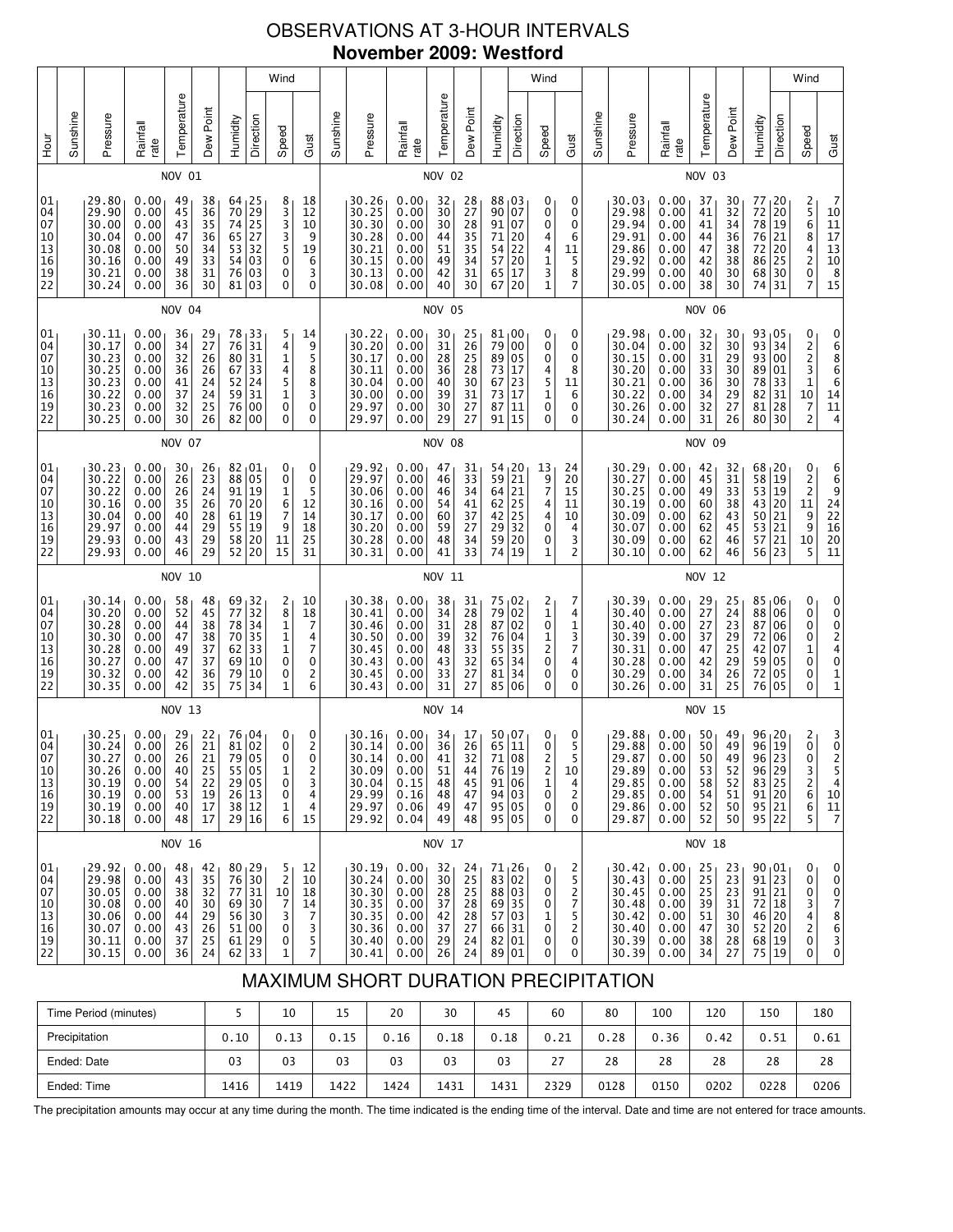# OBSERVATIONS AT 3-HOUR INTERVALS

## November 2009: Westford

### NOV 01

| Hour | Sunshine | Pressure | Rainfall rate | Temperature | Dew Point | Humidity | Wind Direction | Wind Speed | Wind Gust |
|---|---|---|---|---|---|---|---|---|---|
| 01 | | 29.80 | 0.00 | 49 | 38 | 64 | 25 | 8 | 18 |
| 04 | | 29.90 | 0.00 | 45 | 36 | 70 | 29 | 3 | 12 |
| 07 | | 30.00 | 0.00 | 43 | 35 | 74 | 25 | 3 | 10 |
| 10 | | 30.04 | 0.00 | 47 | 36 | 65 | 27 | 3 | 9 |
| 13 | | 30.08 | 0.00 | 50 | 34 | 53 | 32 | 5 | 19 |
| 16 | | 30.16 | 0.00 | 49 | 33 | 54 | 03 | 0 | 6 |
| 19 | | 30.21 | 0.00 | 38 | 31 | 76 | 03 | 0 | 3 |
| 22 | | 30.24 | 0.00 | 36 | 30 | 81 | 03 | 0 | 0 |

### NOV 02

| Hour | Sunshine | Pressure | Rainfall rate | Temperature | Dew Point | Humidity | Wind Direction | Wind Speed | Wind Gust |
|---|---|---|---|---|---|---|---|---|---|
| 01 | | 30.26 | 0.00 | 32 | 28 | 88 | 03 | 0 | 0 |
| 04 | | 30.25 | 0.00 | 30 | 27 | 90 | 07 | 0 | 0 |
| 07 | | 30.30 | 0.00 | 30 | 28 | 91 | 07 | 0 | 0 |
| 10 | | 30.28 | 0.00 | 44 | 35 | 71 | 20 | 4 | 6 |
| 13 | | 30.21 | 0.00 | 51 | 35 | 54 | 22 | 4 | 11 |
| 16 | | 30.15 | 0.00 | 49 | 34 | 57 | 20 | 1 | 5 |
| 19 | | 30.13 | 0.00 | 42 | 31 | 65 | 17 | 3 | 8 |
| 22 | | 30.08 | 0.00 | 40 | 30 | 67 | 20 | 1 | 7 |

### NOV 03

| Hour | Sunshine | Pressure | Rainfall rate | Temperature | Dew Point | Humidity | Wind Direction | Wind Speed | Wind Gust |
|---|---|---|---|---|---|---|---|---|---|
| 01 | | 30.03 | 0.00 | 37 | 30 | 77 | 20 | 2 | 7 |
| 04 | | 29.98 | 0.00 | 41 | 32 | 72 | 20 | 5 | 10 |
| 07 | | 29.94 | 0.00 | 41 | 34 | 78 | 19 | 6 | 11 |
| 10 | | 29.91 | 0.00 | 44 | 36 | 76 | 21 | 8 | 17 |
| 13 | | 29.86 | 0.00 | 47 | 38 | 72 | 20 | 4 | 13 |
| 16 | | 29.92 | 0.00 | 42 | 38 | 86 | 25 | 2 | 10 |
| 19 | | 29.99 | 0.00 | 40 | 30 | 68 | 30 | 0 | 8 |
| 22 | | 30.05 | 0.00 | 38 | 30 | 74 | 31 | 7 | 15 |

### NOV 04

| Hour | Sunshine | Pressure | Rainfall rate | Temperature | Dew Point | Humidity | Wind Direction | Wind Speed | Wind Gust |
|---|---|---|---|---|---|---|---|---|---|
| 01 | | 30.11 | 0.00 | 36 | 29 | 78 | 33 | 5 | 14 |
| 04 | | 30.17 | 0.00 | 34 | 27 | 76 | 31 | 4 | 9 |
| 07 | | 30.23 | 0.00 | 32 | 26 | 80 | 31 | 1 | 5 |
| 10 | | 30.25 | 0.00 | 36 | 26 | 67 | 33 | 4 | 8 |
| 13 | | 30.23 | 0.00 | 41 | 24 | 52 | 24 | 5 | 8 |
| 16 | | 30.22 | 0.00 | 37 | 24 | 59 | 31 | 1 | 3 |
| 19 | | 30.23 | 0.00 | 32 | 25 | 76 | 00 | 0 | 0 |
| 22 | | 30.25 | 0.00 | 30 | 26 | 82 | 00 | 0 | 0 |

### NOV 05

| Hour | Sunshine | Pressure | Rainfall rate | Temperature | Dew Point | Humidity | Wind Direction | Wind Speed | Wind Gust |
|---|---|---|---|---|---|---|---|---|---|
| 01 | | 30.22 | 0.00 | 30 | 25 | 81 | 00 | 0 | 0 |
| 04 | | 30.20 | 0.00 | 31 | 26 | 79 | 00 | 0 | 0 |
| 07 | | 30.17 | 0.00 | 28 | 25 | 89 | 05 | 0 | 0 |
| 10 | | 30.11 | 0.00 | 36 | 28 | 73 | 17 | 4 | 8 |
| 13 | | 30.04 | 0.00 | 40 | 30 | 67 | 23 | 5 | 11 |
| 16 | | 30.00 | 0.00 | 39 | 31 | 73 | 17 | 1 | 6 |
| 19 | | 29.97 | 0.00 | 30 | 27 | 87 | 11 | 0 | 0 |
| 22 | | 29.97 | 0.00 | 29 | 27 | 91 | 15 | 0 | 0 |

### NOV 06

| Hour | Sunshine | Pressure | Rainfall rate | Temperature | Dew Point | Humidity | Wind Direction | Wind Speed | Wind Gust |
|---|---|---|---|---|---|---|---|---|---|
| 01 | | 29.98 | 0.00 | 32 | 30 | 93 | 05 | 0 | 0 |
| 04 | | 30.04 | 0.00 | 32 | 30 | 93 | 34 | 2 | 6 |
| 07 | | 30.15 | 0.00 | 31 | 29 | 93 | 00 | 2 | 8 |
| 10 | | 30.20 | 0.00 | 33 | 30 | 89 | 01 | 3 | 6 |
| 13 | | 30.21 | 0.00 | 36 | 30 | 78 | 33 | 1 | 6 |
| 16 | | 30.22 | 0.00 | 34 | 29 | 82 | 31 | 10 | 14 |
| 19 | | 30.26 | 0.00 | 32 | 27 | 81 | 28 | 7 | 11 |
| 22 | | 30.24 | 0.00 | 31 | 26 | 80 | 30 | 2 | 4 |

### NOV 07

| Hour | Sunshine | Pressure | Rainfall rate | Temperature | Dew Point | Humidity | Wind Direction | Wind Speed | Wind Gust |
|---|---|---|---|---|---|---|---|---|---|
| 01 | | 30.23 | 0.00 | 30 | 26 | 82 | 01 | 0 | 0 |
| 04 | | 30.22 | 0.00 | 26 | 23 | 88 | 05 | 0 | 0 |
| 07 | | 30.22 | 0.00 | 26 | 24 | 91 | 19 | 1 | 5 |
| 10 | | 30.16 | 0.00 | 35 | 26 | 70 | 20 | 6 | 12 |
| 13 | | 30.04 | 0.00 | 40 | 28 | 61 | 19 | 7 | 14 |
| 16 | | 29.97 | 0.00 | 44 | 29 | 55 | 19 | 9 | 18 |
| 19 | | 29.93 | 0.00 | 43 | 29 | 58 | 20 | 11 | 25 |
| 22 | | 29.93 | 0.00 | 46 | 29 | 52 | 20 | 15 | 31 |

### NOV 08

| Hour | Sunshine | Pressure | Rainfall rate | Temperature | Dew Point | Humidity | Wind Direction | Wind Speed | Wind Gust |
|---|---|---|---|---|---|---|---|---|---|
| 01 | | 29.92 | 0.00 | 47 | 31 | 54 | 20 | 13 | 24 |
| 04 | | 29.97 | 0.00 | 46 | 33 | 59 | 21 | 9 | 20 |
| 07 | | 30.06 | 0.00 | 46 | 34 | 64 | 21 | 7 | 15 |
| 10 | | 30.16 | 0.00 | 54 | 41 | 62 | 25 | 4 | 11 |
| 13 | | 30.17 | 0.00 | 60 | 37 | 42 | 25 | 4 | 10 |
| 16 | | 30.20 | 0.00 | 59 | 27 | 29 | 32 | 0 | 4 |
| 19 | | 30.28 | 0.00 | 48 | 34 | 59 | 20 | 0 | 3 |
| 22 | | 30.31 | 0.00 | 41 | 33 | 74 | 19 | 1 | 2 |

### NOV 09

| Hour | Sunshine | Pressure | Rainfall rate | Temperature | Dew Point | Humidity | Wind Direction | Wind Speed | Wind Gust |
|---|---|---|---|---|---|---|---|---|---|
| 01 | | 30.29 | 0.00 | 42 | 32 | 68 | 20 | 0 | 6 |
| 04 | | 30.27 | 0.00 | 45 | 31 | 58 | 19 | 2 | 6 |
| 07 | | 30.25 | 0.00 | 49 | 33 | 53 | 19 | 2 | 9 |
| 10 | | 30.19 | 0.00 | 60 | 38 | 43 | 20 | 11 | 24 |
| 13 | | 30.09 | 0.00 | 62 | 43 | 50 | 21 | 9 | 22 |
| 16 | | 30.07 | 0.00 | 62 | 45 | 53 | 21 | 9 | 16 |
| 19 | | 30.09 | 0.00 | 62 | 46 | 57 | 21 | 10 | 20 |
| 22 | | 30.10 | 0.00 | 62 | 46 | 56 | 23 | 5 | 11 |

### NOV 10

| Hour | Sunshine | Pressure | Rainfall rate | Temperature | Dew Point | Humidity | Wind Direction | Wind Speed | Wind Gust |
|---|---|---|---|---|---|---|---|---|---|
| 01 | | 30.14 | 0.00 | 58 | 48 | 69 | 32 | 2 | 10 |
| 04 | | 30.20 | 0.00 | 52 | 45 | 77 | 32 | 8 | 18 |
| 07 | | 30.28 | 0.00 | 44 | 38 | 78 | 34 | 1 | 7 |
| 10 | | 30.30 | 0.00 | 47 | 38 | 70 | 35 | 1 | 4 |
| 13 | | 30.28 | 0.00 | 49 | 33 | 62 | 33 | 1 | 7 |
| 16 | | 30.27 | 0.00 | 47 | 37 | 69 | 10 | 0 | 0 |
| 19 | | 30.32 | 0.00 | 42 | 37 | 79 | 10 | 0 | 2 |
| 22 | | 30.35 | 0.00 | 42 | 35 | 75 | 34 | 1 | 6 |

### NOV 11

| Hour | Sunshine | Pressure | Rainfall rate | Temperature | Dew Point | Humidity | Wind Direction | Wind Speed | Wind Gust |
|---|---|---|---|---|---|---|---|---|---|
| 01 | | 30.38 | 0.00 | 38 | 31 | 75 | 02 | 2 | 7 |
| 04 | | 30.41 | 0.00 | 34 | 28 | 79 | 02 | 1 | 4 |
| 07 | | 30.46 | 0.00 | 31 | 28 | 87 | 02 | 0 | 1 |
| 10 | | 30.50 | 0.00 | 39 | 32 | 76 | 04 | 1 | 3 |
| 13 | | 30.45 | 0.00 | 48 | 33 | 55 | 35 | 2 | 7 |
| 16 | | 30.43 | 0.00 | 43 | 32 | 65 | 34 | 0 | 4 |
| 19 | | 30.45 | 0.00 | 33 | 27 | 81 | 34 | 0 | 0 |
| 22 | | 30.43 | 0.00 | 31 | 27 | 85 | 06 | 0 | 0 |

### NOV 12

| Hour | Sunshine | Pressure | Rainfall rate | Temperature | Dew Point | Humidity | Wind Direction | Wind Speed | Wind Gust |
|---|---|---|---|---|---|---|---|---|---|
| 01 | | 30.39 | 0.00 | 29 | 25 | 85 | 06 | 0 | 0 |
| 04 | | 30.40 | 0.00 | 27 | 24 | 88 | 06 | 0 | 0 |
| 07 | | 30.40 | 0.00 | 27 | 23 | 87 | 06 | 0 | 0 |
| 10 | | 30.39 | 0.00 | 37 | 29 | 72 | 06 | 0 | 2 |
| 13 | | 30.31 | 0.00 | 47 | 25 | 42 | 07 | 1 | 4 |
| 16 | | 30.28 | 0.00 | 42 | 29 | 59 | 05 | 0 | 0 |
| 19 | | 30.29 | 0.00 | 34 | 26 | 72 | 05 | 0 | 1 |
| 22 | | 30.26 | 0.00 | 31 | 25 | 76 | 05 | 0 | 1 |

### NOV 13

| Hour | Sunshine | Pressure | Rainfall rate | Temperature | Dew Point | Humidity | Wind Direction | Wind Speed | Wind Gust |
|---|---|---|---|---|---|---|---|---|---|
| 01 | | 30.25 | 0.00 | 29 | 22 | 76 | 04 | 0 | 0 |
| 04 | | 30.24 | 0.00 | 26 | 21 | 81 | 02 | 0 | 2 |
| 07 | | 30.27 | 0.00 | 26 | 21 | 79 | 05 | 0 | 0 |
| 10 | | 30.26 | 0.00 | 40 | 25 | 55 | 05 | 1 | 2 |
| 13 | | 30.19 | 0.00 | 54 | 22 | 29 | 05 | 0 | 3 |
| 16 | | 30.19 | 0.00 | 53 | 19 | 26 | 13 | 0 | 4 |
| 19 | | 30.19 | 0.00 | 40 | 17 | 38 | 12 | 1 | 4 |
| 22 | | 30.18 | 0.00 | 48 | 17 | 29 | 16 | 6 | 15 |

### NOV 14

| Hour | Sunshine | Pressure | Rainfall rate | Temperature | Dew Point | Humidity | Wind Direction | Wind Speed | Wind Gust |
|---|---|---|---|---|---|---|---|---|---|
| 01 | | 30.16 | 0.00 | 34 | 17 | 50 | 07 | 0 | 0 |
| 04 | | 30.14 | 0.00 | 36 | 26 | 65 | 11 | 0 | 5 |
| 07 | | 30.14 | 0.00 | 41 | 32 | 71 | 08 | 2 | 5 |
| 10 | | 30.09 | 0.00 | 51 | 44 | 76 | 19 | 2 | 10 |
| 13 | | 30.04 | 0.15 | 48 | 45 | 91 | 06 | 1 | 4 |
| 16 | | 29.99 | 0.16 | 48 | 47 | 94 | 03 | 0 | 2 |
| 19 | | 29.97 | 0.06 | 49 | 47 | 95 | 05 | 0 | 0 |
| 22 | | 29.92 | 0.04 | 49 | 48 | 95 | 05 | 0 | 0 |

### NOV 15

| Hour | Sunshine | Pressure | Rainfall rate | Temperature | Dew Point | Humidity | Wind Direction | Wind Speed | Wind Gust |
|---|---|---|---|---|---|---|---|---|---|
| 01 | | 29.88 | 0.00 | 50 | 49 | 96 | 20 | 2 | 3 |
| 04 | | 29.88 | 0.00 | 50 | 49 | 96 | 19 | 0 | 0 |
| 07 | | 29.87 | 0.00 | 50 | 49 | 96 | 23 | 0 | 2 |
| 10 | | 29.89 | 0.00 | 53 | 52 | 96 | 29 | 3 | 5 |
| 13 | | 29.85 | 0.00 | 58 | 52 | 83 | 25 | 2 | 4 |
| 16 | | 29.85 | 0.00 | 54 | 51 | 91 | 20 | 6 | 10 |
| 19 | | 29.86 | 0.00 | 52 | 50 | 95 | 21 | 6 | 11 |
| 22 | | 29.87 | 0.00 | 52 | 50 | 95 | 22 | 5 | 7 |

### NOV 16

| Hour | Sunshine | Pressure | Rainfall rate | Temperature | Dew Point | Humidity | Wind Direction | Wind Speed | Wind Gust |
|---|---|---|---|---|---|---|---|---|---|
| 01 | | 29.92 | 0.00 | 48 | 42 | 80 | 29 | 5 | 12 |
| 04 | | 29.98 | 0.00 | 43 | 35 | 76 | 30 | 2 | 10 |
| 07 | | 30.05 | 0.00 | 38 | 32 | 77 | 31 | 10 | 18 |
| 10 | | 30.08 | 0.00 | 40 | 30 | 69 | 30 | 7 | 14 |
| 13 | | 30.06 | 0.00 | 44 | 29 | 56 | 30 | 3 | 7 |
| 16 | | 30.07 | 0.00 | 43 | 28 | 51 | 00 | 0 | 3 |
| 19 | | 30.11 | 0.00 | 37 | 25 | 61 | 29 | 0 | 5 |
| 22 | | 30.15 | 0.00 | 36 | 24 | 62 | 33 | 1 | 7 |

### NOV 17

| Hour | Sunshine | Pressure | Rainfall rate | Temperature | Dew Point | Humidity | Wind Direction | Wind Speed | Wind Gust |
|---|---|---|---|---|---|---|---|---|---|
| 01 | | 30.19 | 0.00 | 32 | 24 | 71 | 26 | 0 | 2 |
| 04 | | 30.24 | 0.00 | 30 | 25 | 83 | 02 | 0 | 5 |
| 07 | | 30.30 | 0.00 | 28 | 25 | 88 | 03 | 0 | 2 |
| 10 | | 30.35 | 0.00 | 37 | 28 | 69 | 35 | 0 | 7 |
| 13 | | 30.35 | 0.00 | 42 | 28 | 57 | 03 | 1 | 5 |
| 16 | | 30.36 | 0.00 | 37 | 27 | 66 | 31 | 0 | 2 |
| 19 | | 30.40 | 0.00 | 29 | 24 | 82 | 01 | 0 | 0 |
| 22 | | 30.41 | 0.00 | 26 | 24 | 89 | 01 | 0 | 0 |

### NOV 18

| Hour | Sunshine | Pressure | Rainfall rate | Temperature | Dew Point | Humidity | Wind Direction | Wind Speed | Wind Gust |
|---|---|---|---|---|---|---|---|---|---|
| 01 | | 30.42 | 0.00 | 25 | 23 | 90 | 01 | 0 | 0 |
| 04 | | 30.43 | 0.00 | 25 | 23 | 91 | 23 | 0 | 0 |
| 07 | | 30.45 | 0.00 | 25 | 23 | 91 | 21 | 0 | 0 |
| 10 | | 30.48 | 0.00 | 39 | 31 | 72 | 18 | 3 | 7 |
| 13 | | 30.42 | 0.00 | 51 | 30 | 46 | 20 | 4 | 8 |
| 16 | | 30.40 | 0.00 | 47 | 30 | 52 | 20 | 2 | 6 |
| 19 | | 30.39 | 0.00 | 38 | 28 | 68 | 19 | 0 | 3 |
| 22 | | 30.39 | 0.00 | 34 | 27 | 75 | 19 | 0 | 0 |

# MAXIMUM SHORT DURATION PRECIPITATION

| Time Period (minutes) | 5 | 10 | 15 | 20 | 30 | 45 | 60 | 80 | 100 | 120 | 150 | 180 |
|---|---|---|---|---|---|---|---|---|---|---|---|---|
| Precipitation | 0.10 | 0.13 | 0.15 | 0.16 | 0.18 | 0.18 | 0.21 | 0.28 | 0.36 | 0.42 | 0.51 | 0.61 |
| Ended: Date | 03 | 03 | 03 | 03 | 03 | 03 | 27 | 28 | 28 | 28 | 28 | 28 |
| Ended: Time | 1416 | 1419 | 1422 | 1424 | 1431 | 1431 | 2329 | 0128 | 0150 | 0202 | 0228 | 0206 |

The precipitation amounts may occur at any time during the month. The time indicated is the ending time of the interval. Date and time are not entered for trace amounts.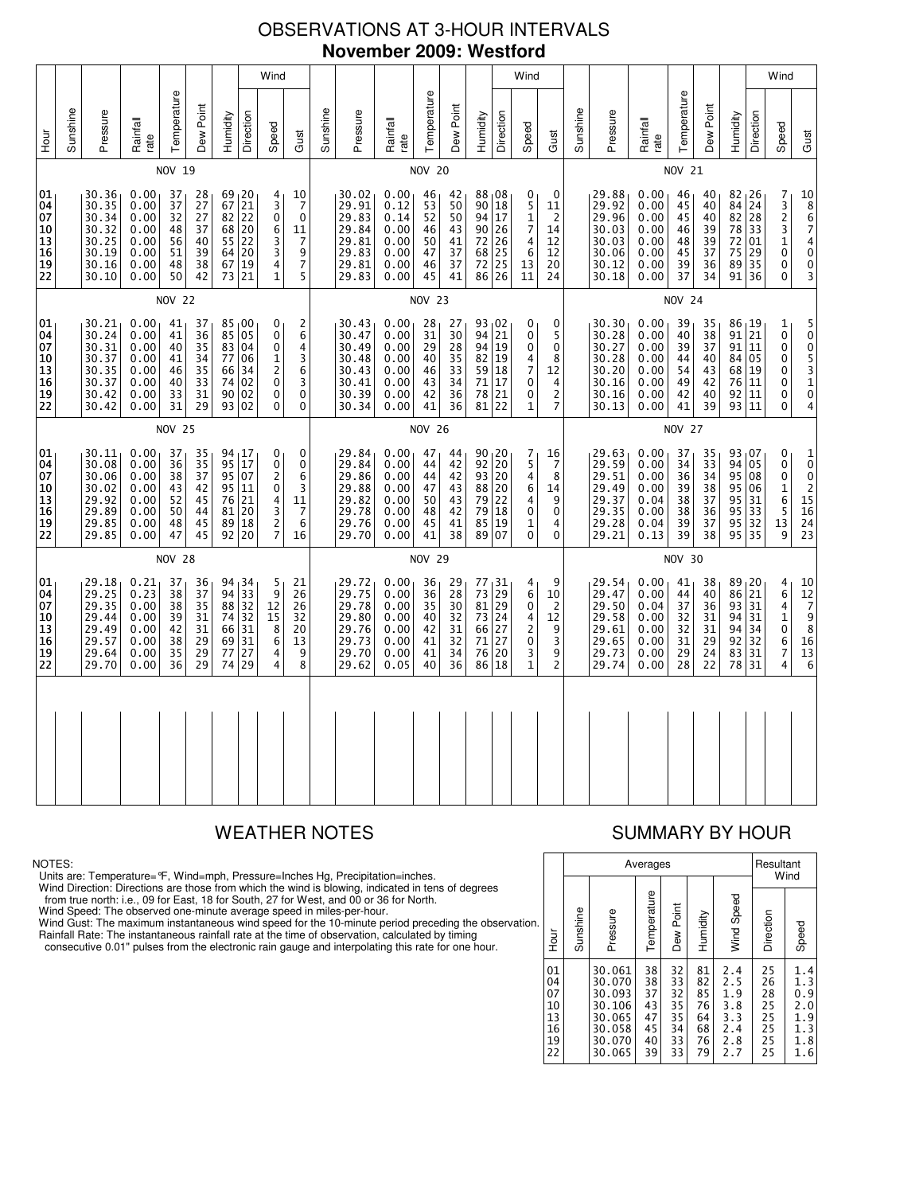# OBSERVATIONS AT 3-HOUR INTERVALS
## November 2009: Westford

### NOV 19

| Hour | Sunshine | Pressure | Rainfall rate | Temperature | Dew Point | Humidity | Wind Direction | Wind Speed | Wind Gust |
|---|---|---|---|---|---|---|---|---|---|
| 01 | | 30.36 | 0.00 | 37 | 28 | 69 | 20 | 4 | 10 |
| 04 | | 30.35 | 0.00 | 37 | 27 | 67 | 21 | 3 | 7 |
| 07 | | 30.34 | 0.00 | 32 | 27 | 82 | 22 | 0 | 0 |
| 10 | | 30.32 | 0.00 | 48 | 37 | 68 | 20 | 6 | 11 |
| 13 | | 30.25 | 0.00 | 56 | 40 | 55 | 22 | 3 | 7 |
| 16 | | 30.19 | 0.00 | 51 | 39 | 64 | 20 | 3 | 9 |
| 19 | | 30.16 | 0.00 | 48 | 38 | 67 | 19 | 4 | 7 |
| 22 | | 30.10 | 0.00 | 50 | 42 | 73 | 21 | 1 | 5 |

### NOV 20

| Hour | Sunshine | Pressure | Rainfall rate | Temperature | Dew Point | Humidity | Wind Direction | Wind Speed | Wind Gust |
|---|---|---|---|---|---|---|---|---|---|
| 01 | | 30.02 | 0.00 | 46 | 42 | 88 | 08 | 0 | 0 |
| 04 | | 29.91 | 0.12 | 53 | 50 | 90 | 18 | 5 | 11 |
| 07 | | 29.83 | 0.14 | 52 | 50 | 94 | 17 | 1 | 2 |
| 10 | | 29.84 | 0.00 | 46 | 43 | 90 | 26 | 7 | 14 |
| 13 | | 29.81 | 0.00 | 50 | 41 | 72 | 26 | 4 | 12 |
| 16 | | 29.83 | 0.00 | 47 | 37 | 68 | 25 | 6 | 12 |
| 19 | | 29.81 | 0.00 | 46 | 37 | 72 | 25 | 13 | 20 |
| 22 | | 29.83 | 0.00 | 45 | 41 | 86 | 26 | 11 | 24 |

### NOV 21

| Hour | Sunshine | Pressure | Rainfall rate | Temperature | Dew Point | Humidity | Wind Direction | Wind Speed | Wind Gust |
|---|---|---|---|---|---|---|---|---|---|
| 01 | | 29.88 | 0.00 | 46 | 40 | 82 | 26 | 7 | 10 |
| 04 | | 29.92 | 0.00 | 45 | 40 | 84 | 24 | 3 | 8 |
| 07 | | 29.96 | 0.00 | 45 | 40 | 82 | 28 | 2 | 6 |
| 10 | | 30.03 | 0.00 | 46 | 39 | 78 | 33 | 3 | 7 |
| 13 | | 30.03 | 0.00 | 48 | 39 | 72 | 01 | 1 | 4 |
| 16 | | 30.06 | 0.00 | 45 | 37 | 75 | 29 | 0 | 0 |
| 19 | | 30.12 | 0.00 | 39 | 36 | 89 | 35 | 0 | 0 |
| 22 | | 30.18 | 0.00 | 37 | 34 | 91 | 36 | 0 | 3 |

### NOV 22

| Hour | Sunshine | Pressure | Rainfall rate | Temperature | Dew Point | Humidity | Wind Direction | Wind Speed | Wind Gust |
|---|---|---|---|---|---|---|---|---|---|
| 01 | | 30.21 | 0.00 | 41 | 37 | 85 | 00 | 0 | 2 |
| 04 | | 30.24 | 0.00 | 41 | 36 | 85 | 05 | 0 | 6 |
| 07 | | 30.31 | 0.00 | 40 | 35 | 83 | 04 | 0 | 4 |
| 10 | | 30.37 | 0.00 | 41 | 34 | 77 | 06 | 1 | 3 |
| 13 | | 30.35 | 0.00 | 46 | 35 | 66 | 34 | 2 | 6 |
| 16 | | 30.37 | 0.00 | 40 | 33 | 74 | 02 | 0 | 3 |
| 19 | | 30.42 | 0.00 | 33 | 31 | 90 | 02 | 0 | 0 |
| 22 | | 30.42 | 0.00 | 31 | 29 | 93 | 02 | 0 | 0 |

### NOV 23

| Hour | Sunshine | Pressure | Rainfall rate | Temperature | Dew Point | Humidity | Wind Direction | Wind Speed | Wind Gust |
|---|---|---|---|---|---|---|---|---|---|
| 01 | | 30.43 | 0.00 | 28 | 27 | 93 | 02 | 0 | 0 |
| 04 | | 30.47 | 0.00 | 31 | 30 | 94 | 21 | 0 | 5 |
| 07 | | 30.49 | 0.00 | 29 | 28 | 94 | 19 | 0 | 0 |
| 10 | | 30.48 | 0.00 | 40 | 35 | 82 | 19 | 4 | 8 |
| 13 | | 30.43 | 0.00 | 46 | 33 | 59 | 18 | 7 | 12 |
| 16 | | 30.41 | 0.00 | 43 | 34 | 71 | 17 | 0 | 4 |
| 19 | | 30.39 | 0.00 | 42 | 36 | 78 | 21 | 0 | 2 |
| 22 | | 30.34 | 0.00 | 41 | 36 | 81 | 22 | 1 | 7 |

### NOV 24

| Hour | Sunshine | Pressure | Rainfall rate | Temperature | Dew Point | Humidity | Wind Direction | Wind Speed | Wind Gust |
|---|---|---|---|---|---|---|---|---|---|
| 01 | | 30.30 | 0.00 | 39 | 35 | 86 | 19 | 1 | 5 |
| 04 | | 30.28 | 0.00 | 40 | 38 | 91 | 21 | 0 | 0 |
| 07 | | 30.27 | 0.00 | 39 | 37 | 91 | 11 | 0 | 0 |
| 10 | | 30.28 | 0.00 | 44 | 40 | 84 | 05 | 0 | 5 |
| 13 | | 30.20 | 0.00 | 54 | 43 | 68 | 19 | 0 | 3 |
| 16 | | 30.16 | 0.00 | 49 | 42 | 76 | 11 | 0 | 1 |
| 19 | | 30.16 | 0.00 | 42 | 40 | 92 | 11 | 0 | 0 |
| 22 | | 30.13 | 0.00 | 41 | 39 | 93 | 11 | 0 | 4 |

### NOV 25

| Hour | Sunshine | Pressure | Rainfall rate | Temperature | Dew Point | Humidity | Wind Direction | Wind Speed | Wind Gust |
|---|---|---|---|---|---|---|---|---|---|
| 01 | | 30.11 | 0.00 | 37 | 35 | 94 | 17 | 0 | 0 |
| 04 | | 30.08 | 0.00 | 36 | 35 | 95 | 17 | 0 | 0 |
| 07 | | 30.06 | 0.00 | 38 | 37 | 95 | 07 | 2 | 6 |
| 10 | | 30.02 | 0.00 | 43 | 42 | 95 | 11 | 0 | 3 |
| 13 | | 29.92 | 0.00 | 52 | 45 | 76 | 21 | 4 | 11 |
| 16 | | 29.89 | 0.00 | 50 | 44 | 81 | 20 | 3 | 7 |
| 19 | | 29.85 | 0.00 | 48 | 45 | 89 | 18 | 2 | 6 |
| 22 | | 29.85 | 0.00 | 47 | 45 | 92 | 20 | 7 | 16 |

### NOV 26

| Hour | Sunshine | Pressure | Rainfall rate | Temperature | Dew Point | Humidity | Wind Direction | Wind Speed | Wind Gust |
|---|---|---|---|---|---|---|---|---|---|
| 01 | | 29.84 | 0.00 | 47 | 44 | 90 | 20 | 7 | 16 |
| 04 | | 29.84 | 0.00 | 44 | 42 | 92 | 20 | 5 | 7 |
| 07 | | 29.86 | 0.00 | 44 | 42 | 93 | 20 | 4 | 8 |
| 10 | | 29.88 | 0.00 | 47 | 43 | 88 | 20 | 6 | 14 |
| 13 | | 29.82 | 0.00 | 50 | 43 | 79 | 22 | 4 | 9 |
| 16 | | 29.78 | 0.00 | 48 | 42 | 79 | 18 | 0 | 0 |
| 19 | | 29.76 | 0.00 | 45 | 41 | 85 | 19 | 1 | 4 |
| 22 | | 29.70 | 0.00 | 41 | 38 | 89 | 07 | 0 | 0 |

### NOV 27

| Hour | Sunshine | Pressure | Rainfall rate | Temperature | Dew Point | Humidity | Wind Direction | Wind Speed | Wind Gust |
|---|---|---|---|---|---|---|---|---|---|
| 01 | | 29.63 | 0.00 | 37 | 35 | 93 | 07 | 0 | 1 |
| 04 | | 29.59 | 0.00 | 34 | 33 | 94 | 05 | 0 | 0 |
| 07 | | 29.51 | 0.00 | 36 | 34 | 95 | 08 | 0 | 0 |
| 10 | | 29.49 | 0.00 | 39 | 38 | 95 | 06 | 1 | 2 |
| 13 | | 29.37 | 0.04 | 38 | 37 | 95 | 31 | 6 | 15 |
| 16 | | 29.35 | 0.00 | 38 | 36 | 95 | 33 | 5 | 16 |
| 19 | | 29.28 | 0.04 | 39 | 37 | 95 | 32 | 13 | 24 |
| 22 | | 29.21 | 0.13 | 39 | 38 | 95 | 35 | 9 | 23 |

### NOV 28

| Hour | Sunshine | Pressure | Rainfall rate | Temperature | Dew Point | Humidity | Wind Direction | Wind Speed | Wind Gust |
|---|---|---|---|---|---|---|---|---|---|
| 01 | | 29.18 | 0.21 | 37 | 36 | 94 | 34 | 5 | 21 |
| 04 | | 29.25 | 0.23 | 38 | 37 | 94 | 33 | 9 | 26 |
| 07 | | 29.35 | 0.00 | 38 | 35 | 88 | 32 | 12 | 26 |
| 10 | | 29.44 | 0.00 | 39 | 31 | 74 | 32 | 15 | 32 |
| 13 | | 29.49 | 0.00 | 42 | 31 | 66 | 31 | 8 | 20 |
| 16 | | 29.57 | 0.00 | 38 | 29 | 69 | 31 | 6 | 13 |
| 19 | | 29.64 | 0.00 | 35 | 29 | 77 | 27 | 4 | 9 |
| 22 | | 29.70 | 0.00 | 36 | 29 | 74 | 29 | 4 | 8 |

### NOV 29

| Hour | Sunshine | Pressure | Rainfall rate | Temperature | Dew Point | Humidity | Wind Direction | Wind Speed | Wind Gust |
|---|---|---|---|---|---|---|---|---|---|
| 01 | | 29.72 | 0.00 | 36 | 29 | 77 | 31 | 4 | 9 |
| 04 | | 29.75 | 0.00 | 36 | 28 | 73 | 29 | 6 | 10 |
| 07 | | 29.78 | 0.00 | 35 | 30 | 81 | 29 | 0 | 2 |
| 10 | | 29.80 | 0.00 | 40 | 32 | 73 | 24 | 4 | 12 |
| 13 | | 29.76 | 0.00 | 42 | 31 | 66 | 27 | 2 | 9 |
| 16 | | 29.73 | 0.00 | 41 | 32 | 71 | 27 | 0 | 3 |
| 19 | | 29.70 | 0.00 | 41 | 34 | 76 | 20 | 3 | 9 |
| 22 | | 29.62 | 0.05 | 40 | 36 | 86 | 18 | 1 | 2 |

### NOV 30

| Hour | Sunshine | Pressure | Rainfall rate | Temperature | Dew Point | Humidity | Wind Direction | Wind Speed | Wind Gust |
|---|---|---|---|---|---|---|---|---|---|
| 01 | | 29.54 | 0.00 | 41 | 38 | 89 | 20 | 4 | 10 |
| 04 | | 29.47 | 0.00 | 44 | 40 | 86 | 21 | 6 | 12 |
| 07 | | 29.50 | 0.04 | 37 | 36 | 93 | 31 | 4 | 7 |
| 10 | | 29.58 | 0.00 | 32 | 31 | 94 | 31 | 1 | 9 |
| 13 | | 29.61 | 0.00 | 32 | 31 | 94 | 34 | 0 | 8 |
| 16 | | 29.65 | 0.00 | 31 | 29 | 92 | 32 | 6 | 16 |
| 19 | | 29.73 | 0.00 | 29 | 24 | 83 | 31 | 7 | 13 |
| 22 | | 29.74 | 0.00 | 28 | 22 | 78 | 31 | 4 | 6 |

## WEATHER NOTES

NOTES:
Units are: Temperature=°F, Wind=mph, Pressure=Inches Hg, Precipitation=inches.
Wind Direction: Directions are those from which the wind is blowing, indicated in tens of degrees from true north: i.e., 09 for East, 18 for South, 27 for West, and 00 or 36 for North.
Wind Speed: The observed one-minute average speed in miles-per-hour.
Wind Gust: The maximum instantaneous wind speed for the 10-minute period preceding the observation.
Rainfall Rate: The instantaneous rainfall rate at the time of observation, calculated by timing consecutive 0.01" pulses from the electronic rain gauge and interpolating this rate for one hour.

## SUMMARY BY HOUR

| Hour | Averages | | | | | | Resultant Wind | |
|---|---|---|---|---|---|---|---|---|
| | Sunshine | Pressure | Temperature | Dew Point | Humidity | Wind Speed | Direction | Speed |
| 01 | | 30.061 | 38 | 32 | 81 | 2.4 | 25 | 1.4 |
| 04 | | 30.070 | 38 | 33 | 82 | 2.5 | 26 | 1.3 |
| 07 | | 30.093 | 37 | 32 | 85 | 1.9 | 28 | 0.9 |
| 10 | | 30.106 | 43 | 35 | 76 | 3.8 | 25 | 2.0 |
| 13 | | 30.065 | 47 | 35 | 64 | 3.3 | 25 | 1.9 |
| 16 | | 30.058 | 45 | 34 | 68 | 2.4 | 25 | 1.3 |
| 19 | | 30.070 | 40 | 33 | 76 | 2.8 | 25 | 1.8 |
| 22 | | 30.065 | 39 | 33 | 79 | 2.7 | 25 | 1.6 |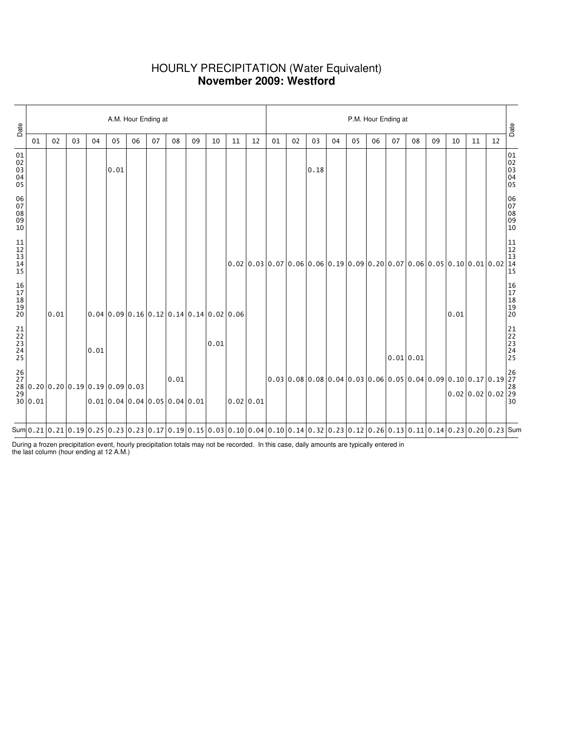# HOURLY PRECIPITATION (Water Equivalent)
## **November 2009: Westford**

| Date | A.M. Hour Ending at | | | | | | | | | | | | P.M. Hour Ending at | | | | | | | | | | | | Date |
|---|---|---|---|---|---|---|---|---|---|---|---|---|---|---|---|---|---|---|---|---|---|---|---|---|---|
| | 01 | 02 | 03 | 04 | 05 | 06 | 07 | 08 | 09 | 10 | 11 | 12 | 01 | 02 | 03 | 04 | 05 | 06 | 07 | 08 | 09 | 10 | 11 | 12 | |
| 01 | | | | | | | | | | | | | | | | | | | | | | | | | 01 |
| 02 | | | | | | | | | | | | | | | | | | | | | | | | | 02 |
| 03 | | | | | 0.01 | | | | | | | | | | 0.18 | | | | | | | | | | 03 |
| 04 | | | | | | | | | | | | | | | | | | | | | | | | | 04 |
| 05 | | | | | | | | | | | | | | | | | | | | | | | | | 05 |
| 06 | | | | | | | | | | | | | | | | | | | | | | | | | 06 |
| 07 | | | | | | | | | | | | | | | | | | | | | | | | | 07 |
| 08 | | | | | | | | | | | | | | | | | | | | | | | | | 08 |
| 09 | | | | | | | | | | | | | | | | | | | | | | | | | 09 |
| 10 | | | | | | | | | | | | | | | | | | | | | | | | | 10 |
| 11 | | | | | | | | | | | | | | | | | | | | | | | | | 11 |
| 12 | | | | | | | | | | | | | | | | | | | | | | | | | 12 |
| 13 | | | | | | | | | | | | | | | | | | | | | | | | | 13 |
| 14 | | | | | | | | | | | 0.02 | 0.03 | 0.07 | 0.06 | 0.06 | 0.19 | 0.09 | 0.20 | 0.07 | 0.06 | 0.05 | 0.10 | 0.01 | 0.02 | 14 |
| 15 | | | | | | | | | | | | | | | | | | | | | | | | | 15 |
| 16 | | | | | | | | | | | | | | | | | | | | | | | | | 16 |
| 17 | | | | | | | | | | | | | | | | | | | | | | | | | 17 |
| 18 | | | | | | | | | | | | | | | | | | | | | | | | | 18 |
| 19 | | | | | | | | | | | | | | | | | | | | | | | | | 19 |
| 20 | | 0.01 | | 0.04 | 0.09 | 0.16 | 0.12 | 0.14 | 0.14 | 0.02 | 0.06 | | | | | | | | | | | 0.01 | | | 20 |
| 21 | | | | | | | | | | | | | | | | | | | | | | | | | 21 |
| 22 | | | | | | | | | | | | | | | | | | | | | | | | | 22 |
| 23 | | | | | | | | | | 0.01 | | | | | | | | | | | | | | | 23 |
| 24 | | | | 0.01 | | | | | | | | | | | | | | | 0.01 | 0.01 | | | | | 24 |
| 25 | | | | | | | | | | | | | | | | | | | | | | | | | 25 |
| 26 | | | | | | | | | | | | | | | | | | | | | | | | | 26 |
| 27 | | | | | | | | 0.01 | | | | | 0.03 | 0.08 | 0.08 | 0.04 | 0.03 | 0.06 | 0.05 | 0.04 | 0.09 | 0.10 | 0.17 | 0.19 | 27 |
| 28 | 0.20 | 0.20 | 0.19 | 0.19 | 0.09 | 0.03 | | | | | | | | | | | | | | | | | | | 28 |
| 29 | | | | | | | | | | | | | | | | | | | | | | 0.02 | 0.02 | 0.02 | 29 |
| 30 | 0.01 | | | 0.01 | 0.04 | 0.04 | 0.05 | 0.04 | 0.01 | | 0.02 | 0.01 | | | | | | | | | | | | | 30 |
| Sum | 0.21 | 0.21 | 0.19 | 0.25 | 0.23 | 0.23 | 0.17 | 0.19 | 0.15 | 0.03 | 0.10 | 0.04 | 0.10 | 0.14 | 0.32 | 0.23 | 0.12 | 0.26 | 0.13 | 0.11 | 0.14 | 0.23 | 0.20 | 0.23 | Sum |

During a frozen precipitation event, hourly precipitation totals may not be recorded. In this case, daily amounts are typically entered in the last column (hour ending at 12 A.M.)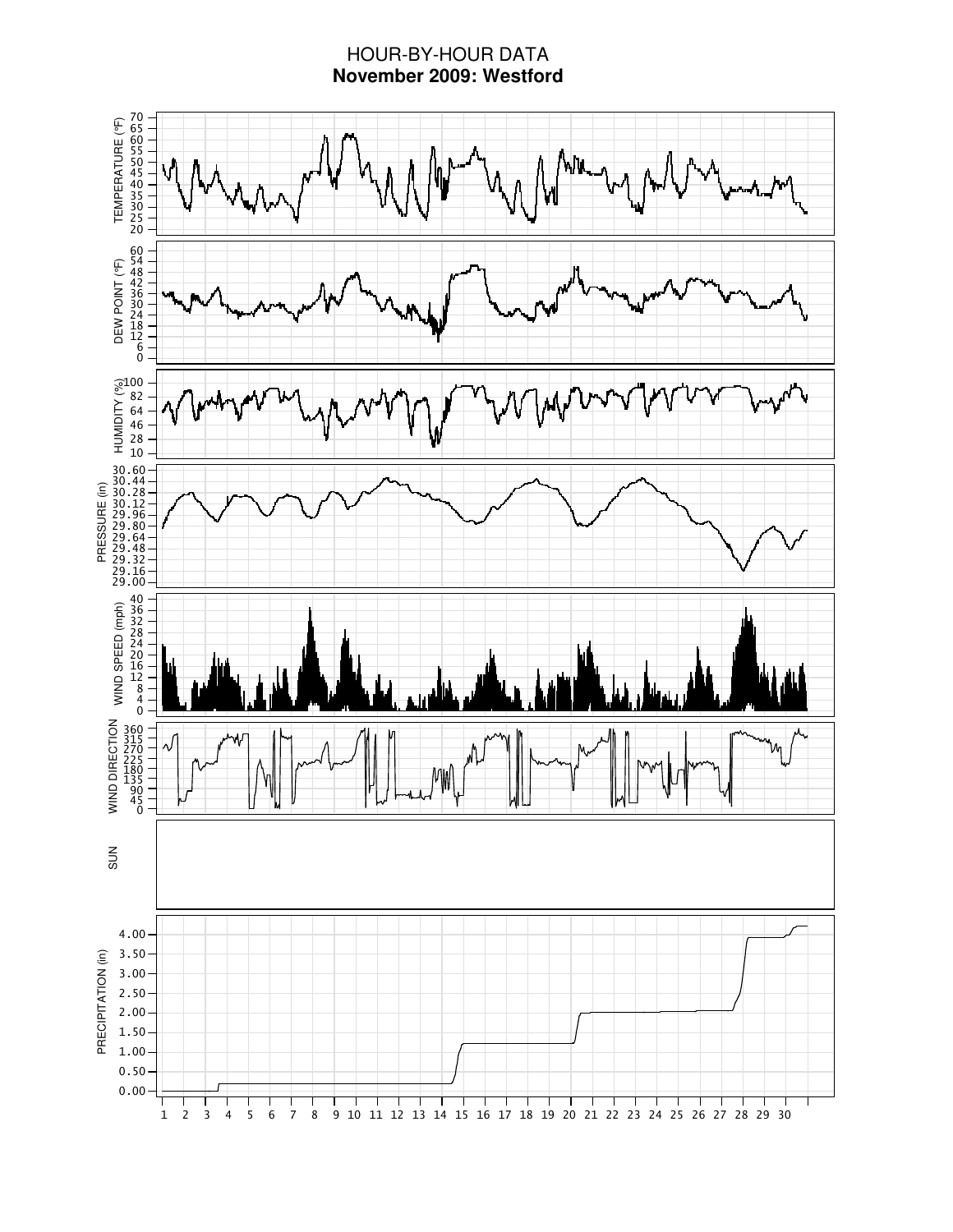# HOUR-BY-HOUR DATA

## November 2009: Westford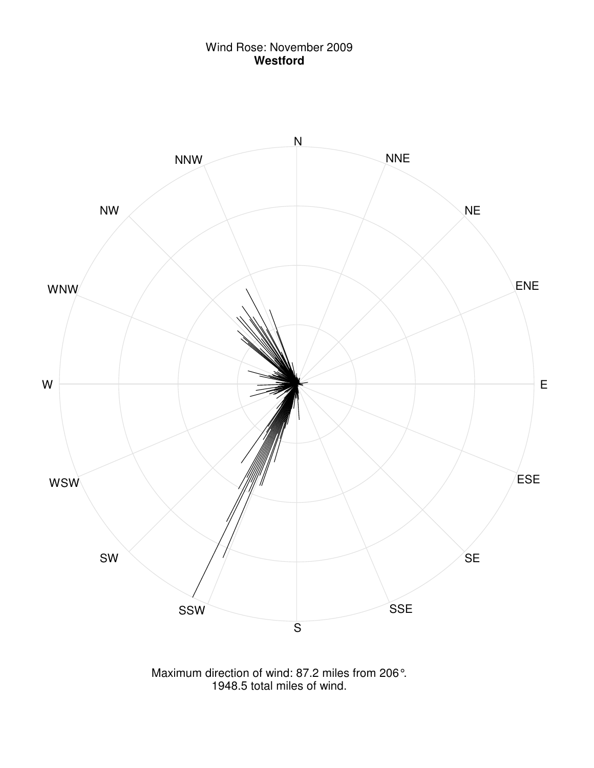Wind Rose: November 2009

**Westford**

N

NNE

NE

ENE

E

ESE

SE

SSE

S

SSW

SW

WSW

W

WNW

NW

NNW

Maximum direction of wind: 87.2 miles from 206°.

1948.5 total miles of wind.